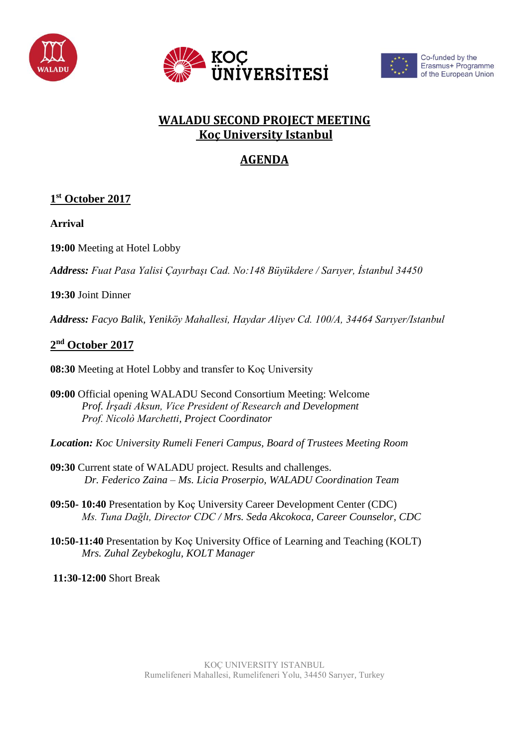Co-funded by the Erasmus+ Programme of the European Union

# WALADU SECOND PROJECT MEETING
# Koç University Istanbul

## AGENDA

### 1st October 2017

**Arrival**

**19:00** Meeting at Hotel Lobby

***Address:*** *Fuat Pasa Yalisi Çayırbaşı Cad. No:148 Büyükdere / Sarıyer, İstanbul 34450*

**19:30** Joint Dinner

***Address:*** *Facyo Balik, Yeniköy Mahallesi, Haydar Aliyev Cd. 100/A, 34464 Sarıyer/Istanbul*

### 2nd October 2017

**08:30** Meeting at Hotel Lobby and transfer to Koç University

**09:00** Official opening WALADU Second Consortium Meeting: Welcome
*Prof. İrşadi Aksun, Vice President of Research and Development*
*Prof. Nicolò Marchetti, Project Coordinator*

***Location:*** *Koc University Rumeli Feneri Campus, Board of Trustees Meeting Room*

**09:30** Current state of WALADU project. Results and challenges.
*Dr. Federico Zaina – Ms. Licia Proserpio, WALADU Coordination Team*

**09:50- 10:40** Presentation by Koç University Career Development Center (CDC)
*Ms. Tuna Dağlı, Director CDC / Mrs. Seda Akcokoca, Career Counselor, CDC*

**10:50-11:40** Presentation by Koç University Office of Learning and Teaching (KOLT)
*Mrs. Zuhal Zeybekoglu, KOLT Manager*

**11:30-12:00** Short Break

KOÇ UNIVERSITY ISTANBUL
Rumelifeneri Mahallesi, Rumelifeneri Yolu, 34450 Sarıyer, Turkey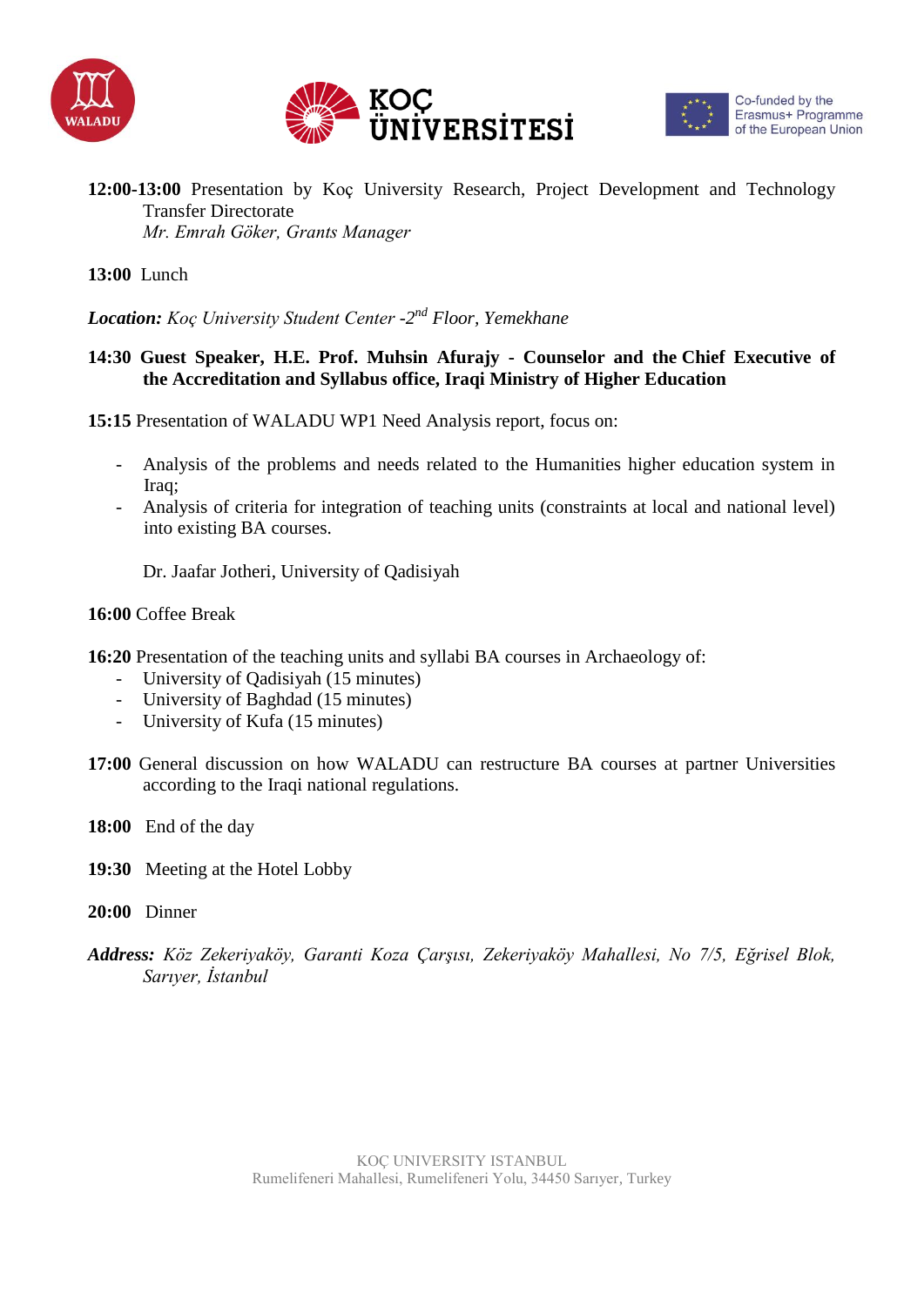**12:00-13:00** Presentation by Koç University Research, Project Development and Technology Transfer Directorate
*Mr. Emrah Göker, Grants Manager*

**13:00** Lunch

***Location:*** *Koç University Student Center -2nd Floor, Yemekhane*

**14:30 Guest Speaker, H.E. Prof. Muhsin Afurajy - Counselor and the Chief Executive of the Accreditation and Syllabus office, Iraqi Ministry of Higher Education**

**15:15** Presentation of WALADU WP1 Need Analysis report, focus on:

- Analysis of the problems and needs related to the Humanities higher education system in Iraq;
- Analysis of criteria for integration of teaching units (constraints at local and national level) into existing BA courses.

Dr. Jaafar Jotheri, University of Qadisiyah

**16:00** Coffee Break

**16:20** Presentation of the teaching units and syllabi BA courses in Archaeology of:

- University of Qadisiyah (15 minutes)
- University of Baghdad (15 minutes)
- University of Kufa (15 minutes)

**17:00** General discussion on how WALADU can restructure BA courses at partner Universities according to the Iraqi national regulations.

**18:00** End of the day

**19:30** Meeting at the Hotel Lobby

**20:00** Dinner

***Address:*** *Köz Zekeriyaköy, Garanti Koza Çarşısı, Zekeriyaköy Mahallesi, No 7/5, Eğrisel Blok, Sarıyer, İstanbul*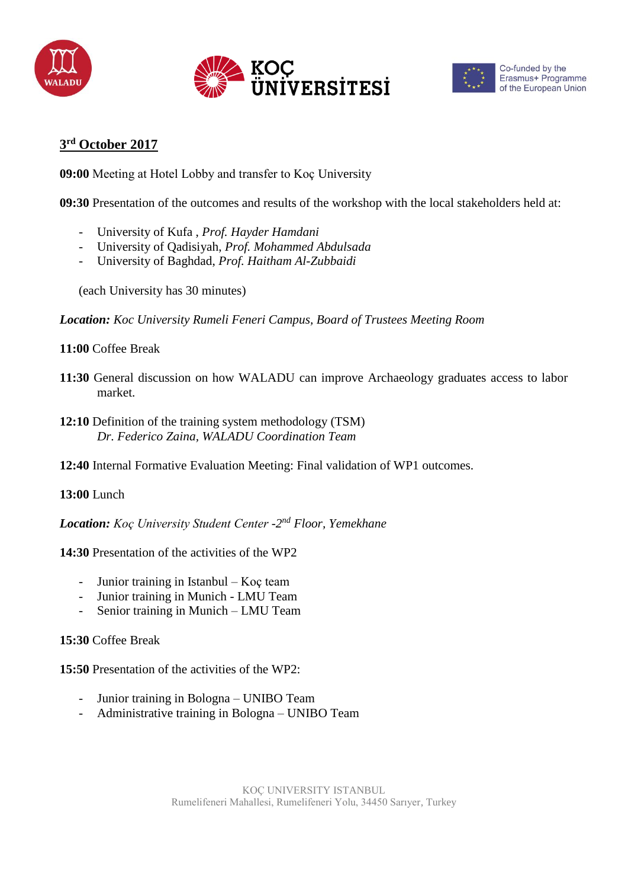## 3rd October 2017

**09:00** Meeting at Hotel Lobby and transfer to Koç University

**09:30** Presentation of the outcomes and results of the workshop with the local stakeholders held at:

- University of Kufa , *Prof. Hayder Hamdani*
- University of Qadisiyah, *Prof. Mohammed Abdulsada*
- University of Baghdad, *Prof. Haitham Al-Zubbaidi*

(each University has 30 minutes)

***Location:*** *Koc University Rumeli Feneri Campus, Board of Trustees Meeting Room*

**11:00** Coffee Break

**11:30** General discussion on how WALADU can improve Archaeology graduates access to labor market.

**12:10** Definition of the training system methodology (TSM)
*Dr. Federico Zaina, WALADU Coordination Team*

**12:40** Internal Formative Evaluation Meeting: Final validation of WP1 outcomes.

**13:00** Lunch

***Location:*** *Koç University Student Center -2nd Floor, Yemekhane*

**14:30** Presentation of the activities of the WP2

- Junior training in Istanbul – Koç team
- Junior training in Munich - LMU Team
- Senior training in Munich – LMU Team

**15:30** Coffee Break

**15:50** Presentation of the activities of the WP2:

- Junior training in Bologna – UNIBO Team
- Administrative training in Bologna – UNIBO Team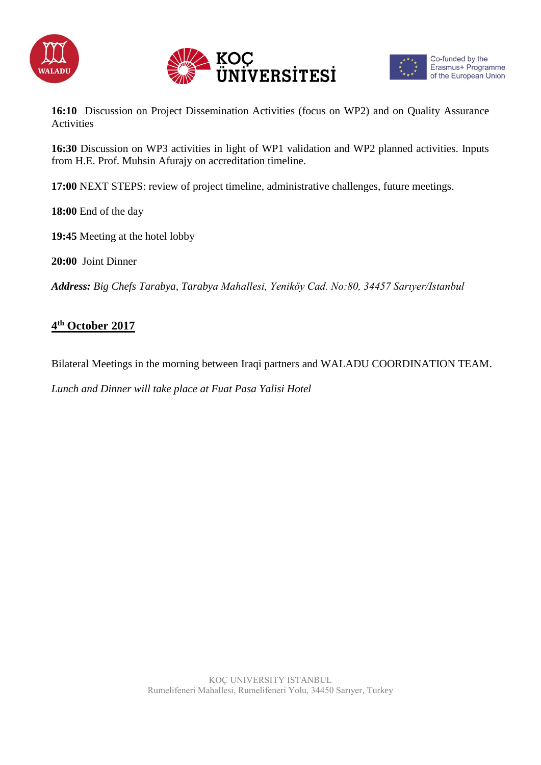**16:10** Discussion on Project Dissemination Activities (focus on WP2) and on Quality Assurance Activities

**16:30** Discussion on WP3 activities in light of WP1 validation and WP2 planned activities. Inputs from H.E. Prof. Muhsin Afurajy on accreditation timeline.

**17:00** NEXT STEPS: review of project timeline, administrative challenges, future meetings.

**18:00** End of the day

**19:45** Meeting at the hotel lobby

**20:00** Joint Dinner

***Address:*** *Big Chefs Tarabya, Tarabya Mahallesi, Yeniköy Cad. No:80, 34457 Sarıyer/Istanbul*

## 4th October 2017

Bilateral Meetings in the morning between Iraqi partners and WALADU COORDINATION TEAM.

*Lunch and Dinner will take place at Fuat Pasa Yalisi Hotel*